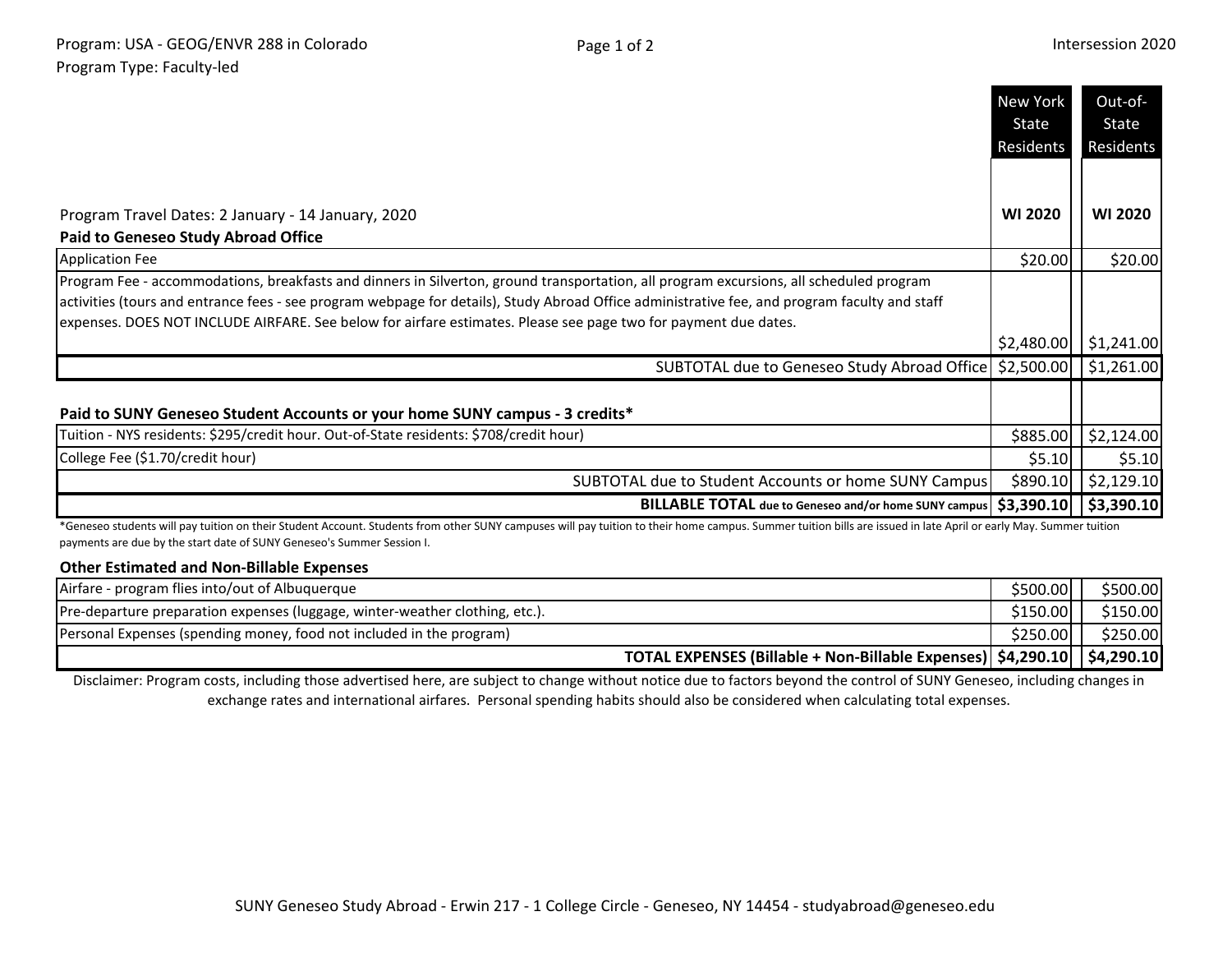Program: USA - GEOG/ENVR 288 in Colorado
Program Type: Faculty-led

Intersession 2020

| | New York State Residents | Out-of-State Residents |
|---|---|---|
| Program Travel Dates: 2 January - 14 January, 2020 | **WI 2020** | **WI 2020** |
| **Paid to Geneseo Study Abroad Office** | | |
| Application Fee | $20.00 | $20.00 |
| Program Fee - accommodations, breakfasts and dinners in Silverton, ground transportation, all program excursions, all scheduled program activities (tours and entrance fees - see program webpage for details), Study Abroad Office administrative fee, and program faculty and staff expenses. DOES NOT INCLUDE AIRFARE. See below for airfare estimates. Please see page two for payment due dates. | $2,480.00 | $1,241.00 |
| SUBTOTAL due to Geneseo Study Abroad Office | $2,500.00 | $1,261.00 |
| **Paid to SUNY Geneseo Student Accounts or your home SUNY campus - 3 credits*** | | |
| Tuition - NYS residents: $295/credit hour. Out-of-State residents: $708/credit hour) | $885.00 | $2,124.00 |
| College Fee ($1.70/credit hour) | $5.10 | $5.10 |
| SUBTOTAL due to Student Accounts or home SUNY Campus | $890.10 | $2,129.10 |
| **BILLABLE TOTAL due to Geneseo and/or home SUNY campus** | **$3,390.10** | **$3,390.10** |

*Geneseo students will pay tuition on their Student Account. Students from other SUNY campuses will pay tuition to their home campus. Summer tuition bills are issued in late April or early May. Summer tuition payments are due by the start date of SUNY Geneseo's Summer Session I.

| **Other Estimated and Non-Billable Expenses** | | |
|---|---|---|
| Airfare - program flies into/out of Albuquerque | $500.00 | $500.00 |
| Pre-departure preparation expenses (luggage, winter-weather clothing, etc.). | $150.00 | $150.00 |
| Personal Expenses (spending money, food not included in the program) | $250.00 | $250.00 |
| **TOTAL EXPENSES (Billable + Non-Billable Expenses)** | **$4,290.10** | **$4,290.10** |

Disclaimer: Program costs, including those advertised here, are subject to change without notice due to factors beyond the control of SUNY Geneseo, including changes in exchange rates and international airfares. Personal spending habits should also be considered when calculating total expenses.

SUNY Geneseo Study Abroad - Erwin 217 - 1 College Circle - Geneseo, NY 14454 - studyabroad@geneseo.edu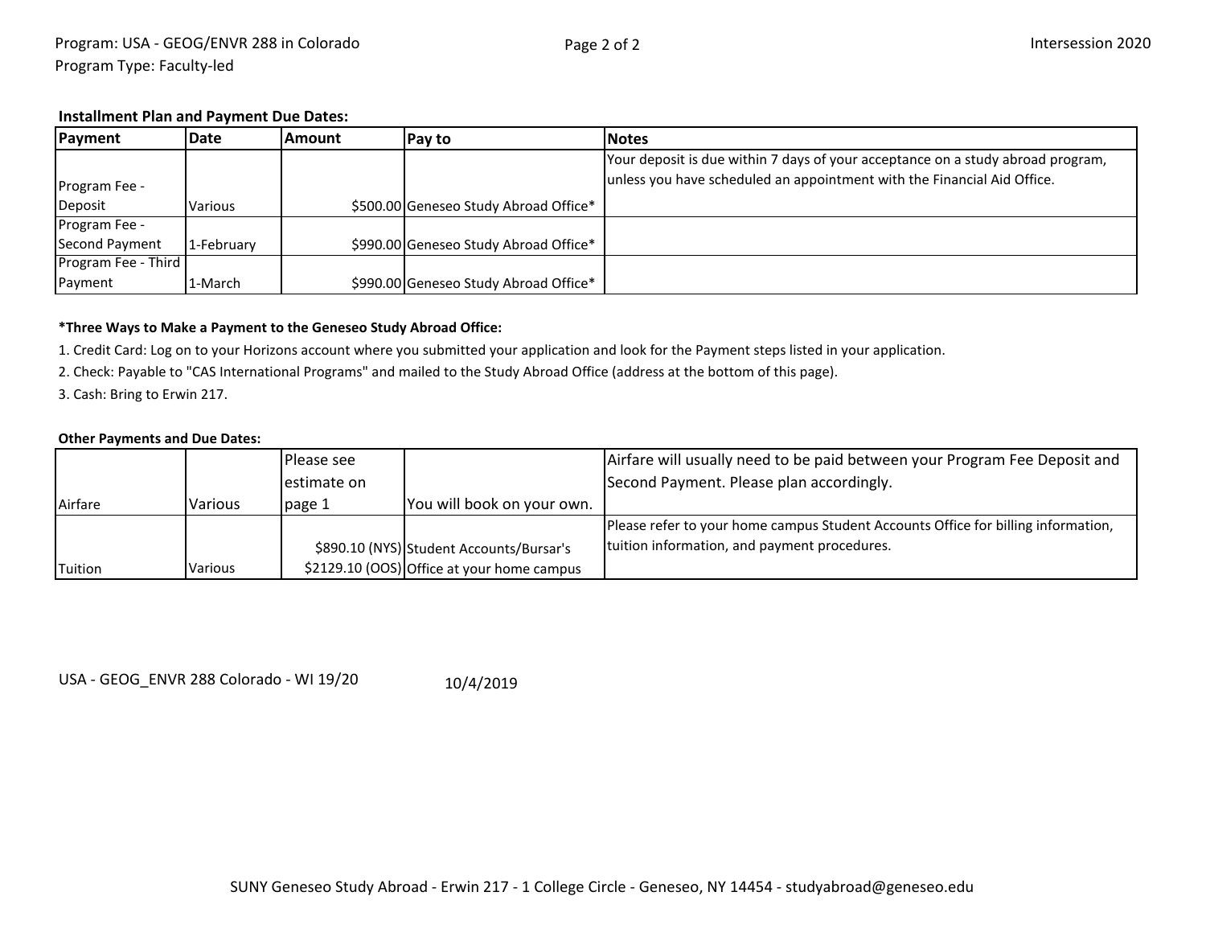Program: USA - GEOG/ENVR 288 in Colorado
Program Type: Faculty-led

Intersession 2020

**Installment Plan and Payment Due Dates:**

| Payment | Date | Amount | Pay to | Notes |
|---|---|---|---|---|
| Program Fee - Deposit | Various | $500.00 | Geneseo Study Abroad Office* | Your deposit is due within 7 days of your acceptance on a study abroad program, unless you have scheduled an appointment with the Financial Aid Office. |
| Program Fee - Second Payment | 1-February | $990.00 | Geneseo Study Abroad Office* | |
| Program Fee - Third Payment | 1-March | $990.00 | Geneseo Study Abroad Office* | |

***Three Ways to Make a Payment to the Geneseo Study Abroad Office:**

1. Credit Card: Log on to your Horizons account where you submitted your application and look for the Payment steps listed in your application.
2. Check: Payable to "CAS International Programs" and mailed to the Study Abroad Office (address at the bottom of this page).
3. Cash: Bring to Erwin 217.

**Other Payments and Due Dates:**

| | | | | |
|---|---|---|---|---|
| Airfare | Various | Please see estimate on page 1 | You will book on your own. | Airfare will usually need to be paid between your Program Fee Deposit and Second Payment. Please plan accordingly. |
| Tuition | Various | $890.10 (NYS) $2129.10 (OOS) | Student Accounts/Bursar's Office at your home campus | Please refer to your home campus Student Accounts Office for billing information, tuition information, and payment procedures. |

USA - GEOG_ENVR 288 Colorado - WI 19/20 10/4/2019

SUNY Geneseo Study Abroad - Erwin 217 - 1 College Circle - Geneseo, NY 14454 - studyabroad@geneseo.edu